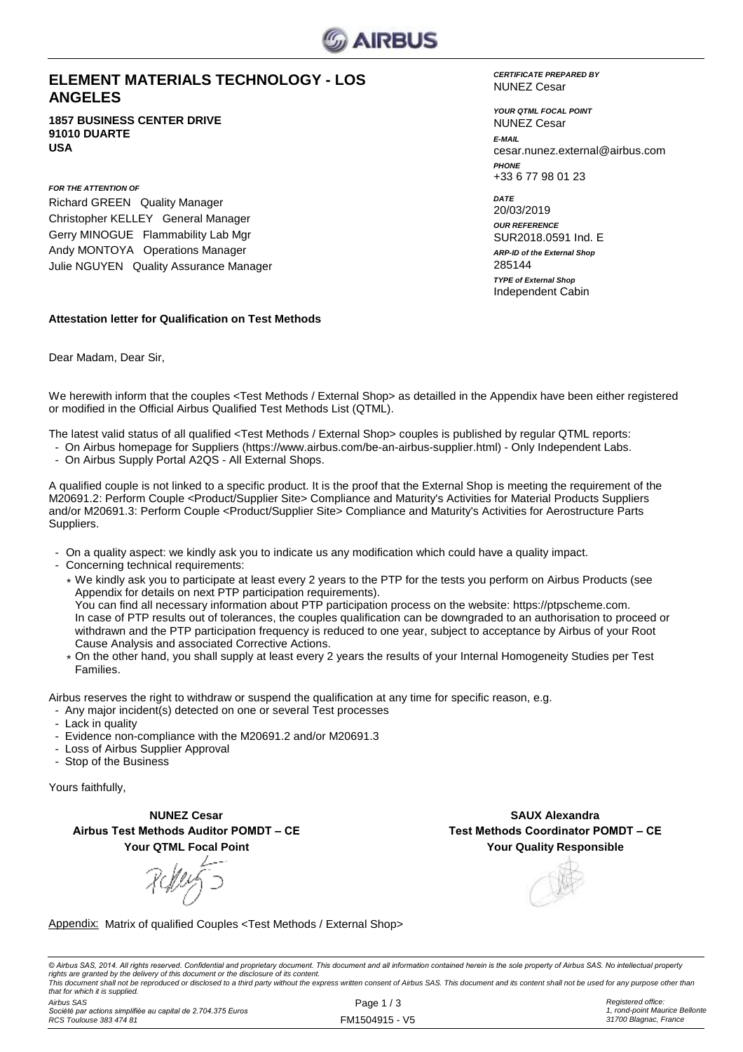# ELEMENT MATERIALS TECHNOLOGY - LOS ANGELES

**1857 BUSINESS CENTER DRIVE**
**91010 DUARTE**
**USA**

***FOR THE ATTENTION OF***

Richard GREEN Quality Manager
Christopher KELLEY General Manager
Gerry MINOGUE Flammability Lab Mgr
Andy MONTOYA Operations Manager
Julie NGUYEN Quality Assurance Manager

***CERTIFICATE PREPARED BY***
NUNEZ Cesar

***YOUR QTML FOCAL POINT***
NUNEZ Cesar

***E-MAIL***
cesar.nunez.external@airbus.com

***PHONE***
+33 6 77 98 01 23

***DATE***
20/03/2019

***OUR REFERENCE***
SUR2018.0591 Ind. E

***ARP-ID of the External Shop***
285144

***TYPE of External Shop***
Independent Cabin

**Attestation letter for Qualification on Test Methods**

Dear Madam, Dear Sir,

We herewith inform that the couples <Test Methods / External Shop> as detailled in the Appendix have been either registered or modified in the Official Airbus Qualified Test Methods List (QTML).

The latest valid status of all qualified <Test Methods / External Shop> couples is published by regular QTML reports:

- On Airbus homepage for Suppliers (https://www.airbus.com/be-an-airbus-supplier.html) - Only Independent Labs.
- On Airbus Supply Portal A2QS - All External Shops.

A qualified couple is not linked to a specific product. It is the proof that the External Shop is meeting the requirement of the M20691.2: Perform Couple <Product/Supplier Site> Compliance and Maturity's Activities for Material Products Suppliers and/or M20691.3: Perform Couple <Product/Supplier Site> Compliance and Maturity's Activities for Aerostructure Parts Suppliers.

- On a quality aspect: we kindly ask you to indicate us any modification which could have a quality impact.
- Concerning technical requirements:
  - We kindly ask you to participate at least every 2 years to the PTP for the tests you perform on Airbus Products (see Appendix for details on next PTP participation requirements).
    You can find all necessary information about PTP participation process on the website: https://ptpscheme.com.
    In case of PTP results out of tolerances, the couples qualification can be downgraded to an authorisation to proceed or withdrawn and the PTP participation frequency is reduced to one year, subject to acceptance by Airbus of your Root Cause Analysis and associated Corrective Actions.
  - On the other hand, you shall supply at least every 2 years the results of your Internal Homogeneity Studies per Test Families.

Airbus reserves the right to withdraw or suspend the qualification at any time for specific reason, e.g.

- Any major incident(s) detected on one or several Test processes
- Lack in quality
- Evidence non-compliance with the M20691.2 and/or M20691.3
- Loss of Airbus Supplier Approval
- Stop of the Business

Yours faithfully,

**NUNEZ Cesar**
**Airbus Test Methods Auditor POMDT – CE**
**Your QTML Focal Point**

**SAUX Alexandra**
**Test Methods Coordinator POMDT – CE**
**Your Quality Responsible**

Appendix: Matrix of qualified Couples <Test Methods / External Shop>

*© Airbus SAS, 2014. All rights reserved. Confidential and proprietary document. This document and all information contained herein is the sole property of Airbus SAS. No intellectual property rights are granted by the delivery of this document or the disclosure of its content.*
*This document shall not be reproduced or disclosed to a third party without the express written consent of Airbus SAS. This document and its content shall not be used for any purpose other than that for which it is supplied.*

*Airbus SAS*
*Société par actions simplifiée au capital de 2.704.375 Euros*
*RCS Toulouse 383 474 81*

FM1504915 - V5

*Registered office:*
*1, rond-point Maurice Bellonte*
*31700 Blagnac, France*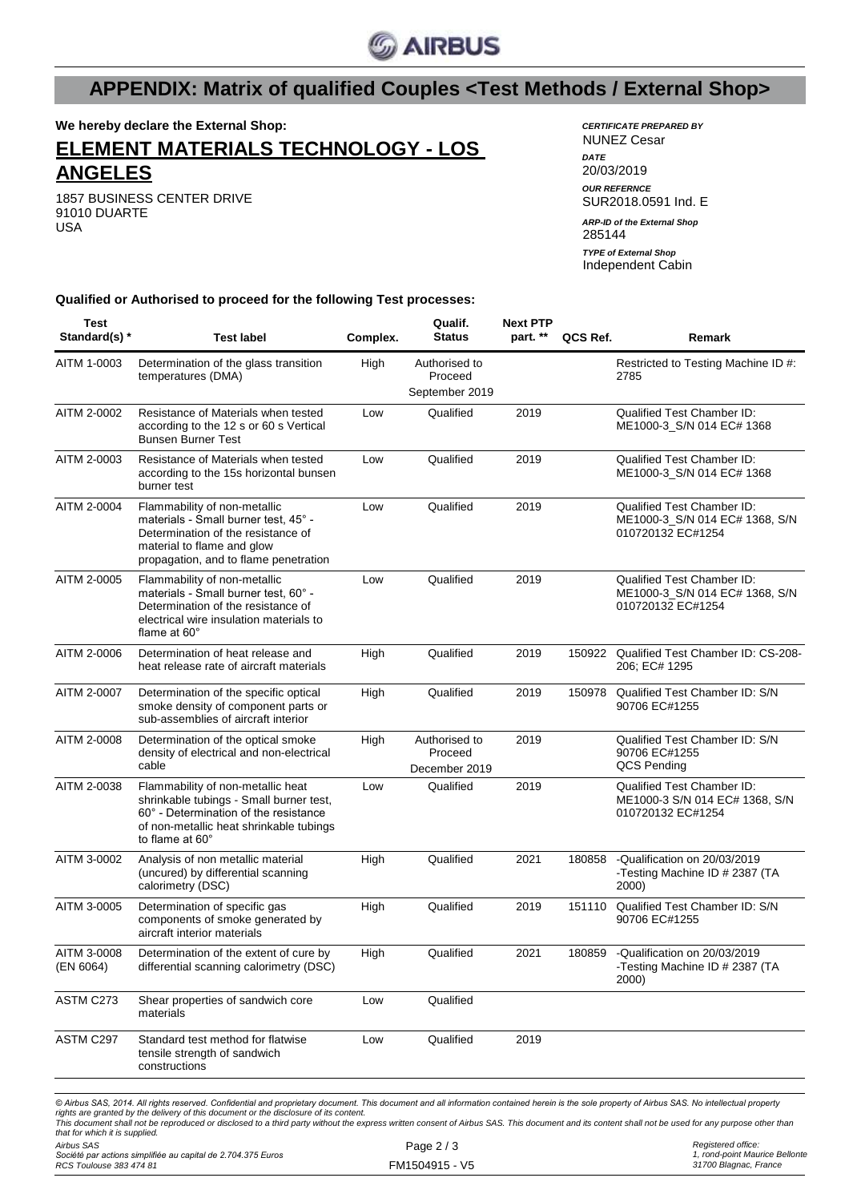# APPENDIX: Matrix of qualified Couples <Test Methods / External Shop>

**We hereby declare the External Shop:**

## ELEMENT MATERIALS TECHNOLOGY - LOS ANGELES

1857 BUSINESS CENTER DRIVE
91010 DUARTE
USA

*CERTIFICATE PREPARED BY*
NUNEZ Cesar

*DATE*
20/03/2019

*OUR REFERNCE*
SUR2018.0591 Ind. E

*ARP-ID of the External Shop*
285144

*TYPE of External Shop*
Independent Cabin

**Qualified or Authorised to proceed for the following Test processes:**

| Test Standard(s) * | Test label | Complex. | Qualif. Status | Next PTP part. ** | QCS Ref. | Remark |
|---|---|---|---|---|---|---|
| AITM 1-0003 | Determination of the glass transition temperatures (DMA) | High | Authorised to Proceed September 2019 | | | Restricted to Testing Machine ID #: 2785 |
| AITM 2-0002 | Resistance of Materials when tested according to the 12 s or 60 s Vertical Bunsen Burner Test | Low | Qualified | 2019 | | Qualified Test Chamber ID: ME1000-3_S/N 014 EC# 1368 |
| AITM 2-0003 | Resistance of Materials when tested according to the 15s horizontal bunsen burner test | Low | Qualified | 2019 | | Qualified Test Chamber ID: ME1000-3_S/N 014 EC# 1368 |
| AITM 2-0004 | Flammability of non-metallic materials - Small burner test, 45° - Determination of the resistance of material to flame and glow propagation, and to flame penetration | Low | Qualified | 2019 | | Qualified Test Chamber ID: ME1000-3_S/N 014 EC# 1368, S/N 010720132 EC#1254 |
| AITM 2-0005 | Flammability of non-metallic materials - Small burner test, 60° - Determination of the resistance of electrical wire insulation materials to flame at 60° | Low | Qualified | 2019 | | Qualified Test Chamber ID: ME1000-3_S/N 014 EC# 1368, S/N 010720132 EC#1254 |
| AITM 2-0006 | Determination of heat release and heat release rate of aircraft materials | High | Qualified | 2019 | 150922 | Qualified Test Chamber ID: CS-208-206; EC# 1295 |
| AITM 2-0007 | Determination of the specific optical smoke density of component parts or sub-assemblies of aircraft interior | High | Qualified | 2019 | 150978 | Qualified Test Chamber ID: S/N 90706 EC#1255 |
| AITM 2-0008 | Determination of the optical smoke density of electrical and non-electrical cable | High | Authorised to Proceed December 2019 | 2019 | | Qualified Test Chamber ID: S/N 90706 EC#1255 QCS Pending |
| AITM 2-0038 | Flammability of non-metallic heat shrinkable tubings - Small burner test, 60° - Determination of the resistance of non-metallic heat shrinkable tubings to flame at 60° | Low | Qualified | 2019 | | Qualified Test Chamber ID: ME1000-3 S/N 014 EC# 1368, S/N 010720132 EC#1254 |
| AITM 3-0002 | Analysis of non metallic material (uncured) by differential scanning calorimetry (DSC) | High | Qualified | 2021 | 180858 | -Qualification on 20/03/2019 -Testing Machine ID # 2387 (TA 2000) |
| AITM 3-0005 | Determination of specific gas components of smoke generated by aircraft interior materials | High | Qualified | 2019 | 151110 | Qualified Test Chamber ID: S/N 90706 EC#1255 |
| AITM 3-0008 (EN 6064) | Determination of the extent of cure by differential scanning calorimetry (DSC) | High | Qualified | 2021 | 180859 | -Qualification on 20/03/2019 -Testing Machine ID # 2387 (TA 2000) |
| ASTM C273 | Shear properties of sandwich core materials | Low | Qualified | | | |
| ASTM C297 | Standard test method for flatwise tensile strength of sandwich constructions | Low | Qualified | 2019 | | |

*© Airbus SAS, 2014. All rights reserved. Confidential and proprietary document. This document and all information contained herein is the sole property of Airbus SAS. No intellectual property rights are granted by the delivery of this document or the disclosure of its content.*
*This document shall not be reproduced or disclosed to a third party without the express written consent of Airbus SAS. This document and its content shall not be used for any purpose other than that for which it is supplied.*

*Airbus SAS*
*Société par actions simplifiée au capital de 2.704.375 Euros*
*RCS Toulouse 383 474 81*

FM1504915 - V5

*Registered office:*
*1, rond-point Maurice Bellonte*
*31700 Blagnac, France*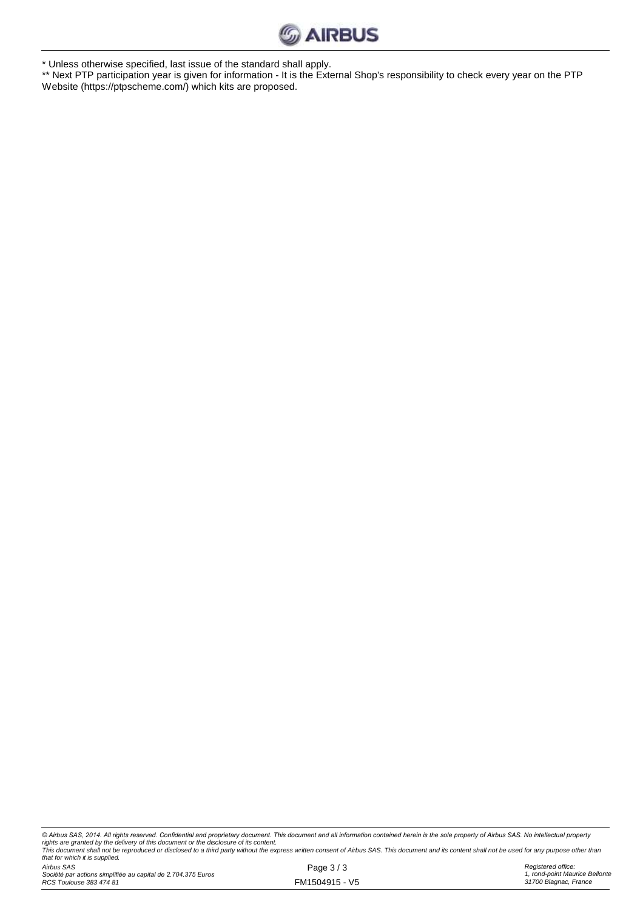* Unless otherwise specified, last issue of the standard shall apply.

** Next PTP participation year is given for information - It is the External Shop's responsibility to check every year on the PTP Website (https://ptpscheme.com/) which kits are proposed.